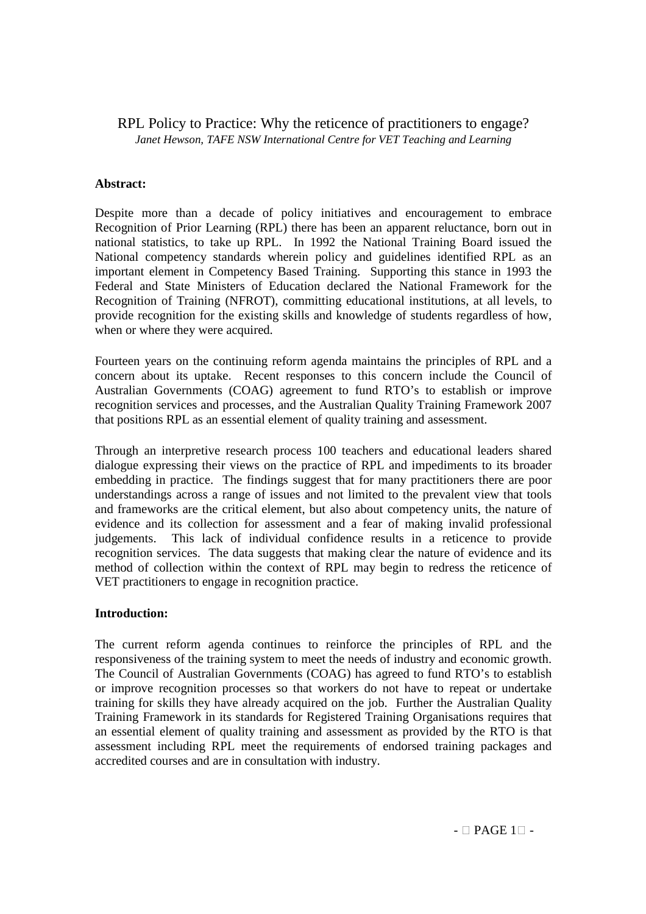# RPL Policy to Practice: Why the reticence of practitioners to engage?

*Janet Hewson, TAFE NSW International Centre for VET Teaching and Learning*

**Abstract:**

Despite more than a decade of policy initiatives and encouragement to embrace Recognition of Prior Learning (RPL) there has been an apparent reluctance, born out in national statistics, to take up RPL. In 1992 the National Training Board issued the National competency standards wherein policy and guidelines identified RPL as an important element in Competency Based Training. Supporting this stance in 1993 the Federal and State Ministers of Education declared the National Framework for the Recognition of Training (NFROT), committing educational institutions, at all levels, to provide recognition for the existing skills and knowledge of students regardless of how, when or where they were acquired.

Fourteen years on the continuing reform agenda maintains the principles of RPL and a concern about its uptake. Recent responses to this concern include the Council of Australian Governments (COAG) agreement to fund RTO's to establish or improve recognition services and processes, and the Australian Quality Training Framework 2007 that positions RPL as an essential element of quality training and assessment.

Through an interpretive research process 100 teachers and educational leaders shared dialogue expressing their views on the practice of RPL and impediments to its broader embedding in practice. The findings suggest that for many practitioners there are poor understandings across a range of issues and not limited to the prevalent view that tools and frameworks are the critical element, but also about competency units, the nature of evidence and its collection for assessment and a fear of making invalid professional judgements. This lack of individual confidence results in a reticence to provide recognition services. The data suggests that making clear the nature of evidence and its method of collection within the context of RPL may begin to redress the reticence of VET practitioners to engage in recognition practice.

**Introduction:**

The current reform agenda continues to reinforce the principles of RPL and the responsiveness of the training system to meet the needs of industry and economic growth. The Council of Australian Governments (COAG) has agreed to fund RTO's to establish or improve recognition processes so that workers do not have to repeat or undertake training for skills they have already acquired on the job. Further the Australian Quality Training Framework in its standards for Registered Training Organisations requires that an essential element of quality training and assessment as provided by the RTO is that assessment including RPL meet the requirements of endorsed training packages and accredited courses and are in consultation with industry.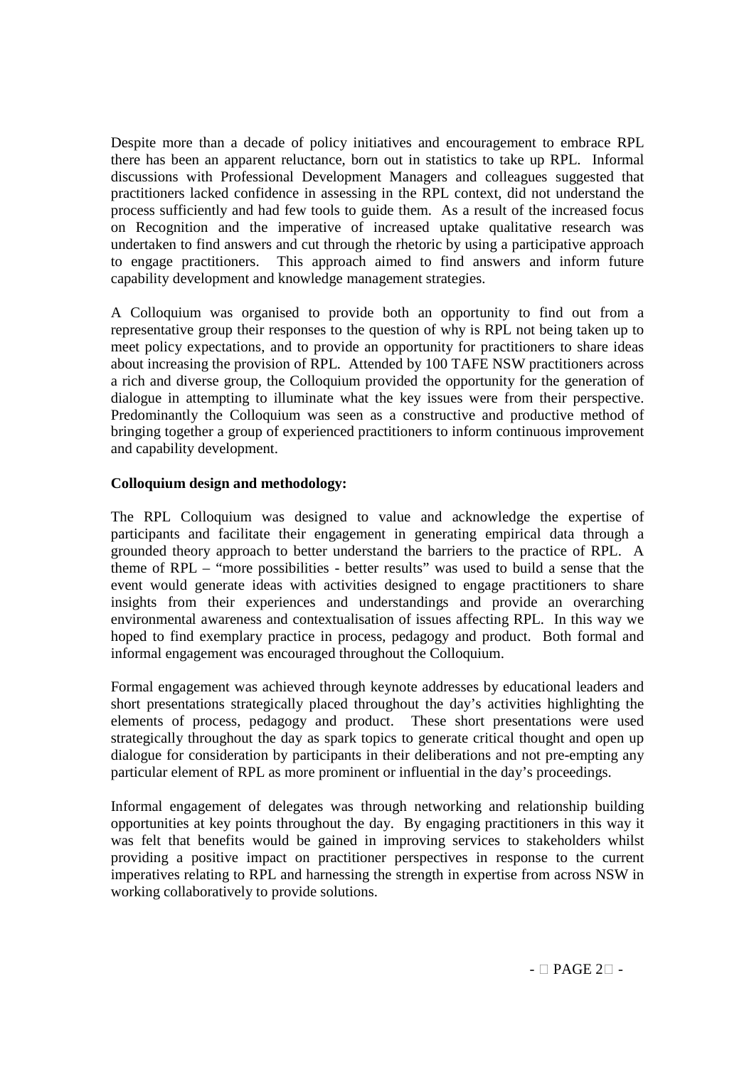Despite more than a decade of policy initiatives and encouragement to embrace RPL there has been an apparent reluctance, born out in statistics to take up RPL. Informal discussions with Professional Development Managers and colleagues suggested that practitioners lacked confidence in assessing in the RPL context, did not understand the process sufficiently and had few tools to guide them. As a result of the increased focus on Recognition and the imperative of increased uptake qualitative research was undertaken to find answers and cut through the rhetoric by using a participative approach to engage practitioners. This approach aimed to find answers and inform future capability development and knowledge management strategies.

A Colloquium was organised to provide both an opportunity to find out from a representative group their responses to the question of why is RPL not being taken up to meet policy expectations, and to provide an opportunity for practitioners to share ideas about increasing the provision of RPL. Attended by 100 TAFE NSW practitioners across a rich and diverse group, the Colloquium provided the opportunity for the generation of dialogue in attempting to illuminate what the key issues were from their perspective. Predominantly the Colloquium was seen as a constructive and productive method of bringing together a group of experienced practitioners to inform continuous improvement and capability development.

**Colloquium design and methodology:**

The RPL Colloquium was designed to value and acknowledge the expertise of participants and facilitate their engagement in generating empirical data through a grounded theory approach to better understand the barriers to the practice of RPL. A theme of RPL – "more possibilities - better results" was used to build a sense that the event would generate ideas with activities designed to engage practitioners to share insights from their experiences and understandings and provide an overarching environmental awareness and contextualisation of issues affecting RPL. In this way we hoped to find exemplary practice in process, pedagogy and product. Both formal and informal engagement was encouraged throughout the Colloquium.

Formal engagement was achieved through keynote addresses by educational leaders and short presentations strategically placed throughout the day's activities highlighting the elements of process, pedagogy and product. These short presentations were used strategically throughout the day as spark topics to generate critical thought and open up dialogue for consideration by participants in their deliberations and not pre-empting any particular element of RPL as more prominent or influential in the day's proceedings.

Informal engagement of delegates was through networking and relationship building opportunities at key points throughout the day. By engaging practitioners in this way it was felt that benefits would be gained in improving services to stakeholders whilst providing a positive impact on practitioner perspectives in response to the current imperatives relating to RPL and harnessing the strength in expertise from across NSW in working collaboratively to provide solutions.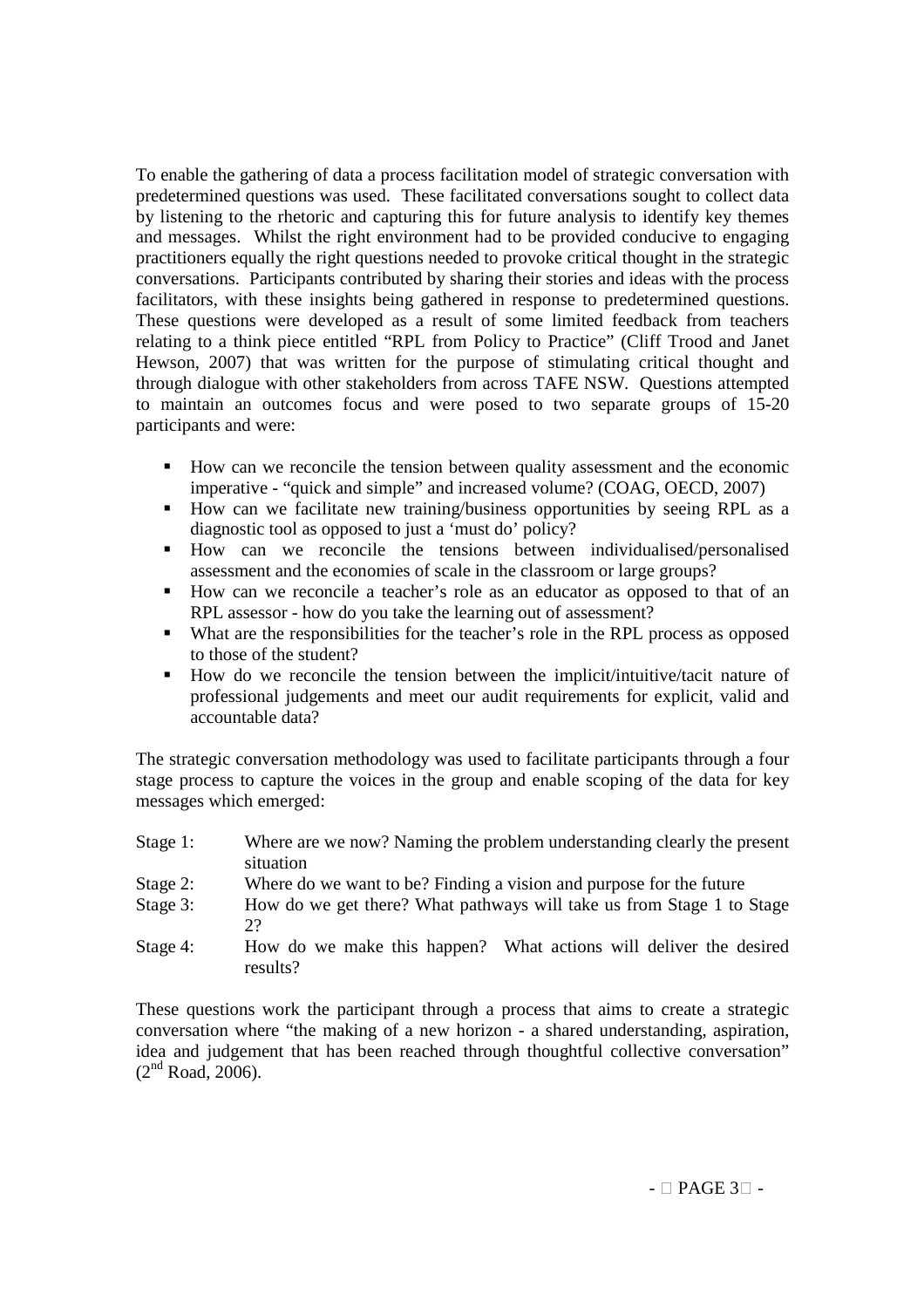To enable the gathering of data a process facilitation model of strategic conversation with predetermined questions was used. These facilitated conversations sought to collect data by listening to the rhetoric and capturing this for future analysis to identify key themes and messages. Whilst the right environment had to be provided conducive to engaging practitioners equally the right questions needed to provoke critical thought in the strategic conversations. Participants contributed by sharing their stories and ideas with the process facilitators, with these insights being gathered in response to predetermined questions. These questions were developed as a result of some limited feedback from teachers relating to a think piece entitled "RPL from Policy to Practice" (Cliff Trood and Janet Hewson, 2007) that was written for the purpose of stimulating critical thought and through dialogue with other stakeholders from across TAFE NSW. Questions attempted to maintain an outcomes focus and were posed to two separate groups of 15-20 participants and were:

- How can we reconcile the tension between quality assessment and the economic imperative - "quick and simple" and increased volume? (COAG, OECD, 2007)
- How can we facilitate new training/business opportunities by seeing RPL as a diagnostic tool as opposed to just a 'must do' policy?
- How can we reconcile the tensions between individualised/personalised assessment and the economies of scale in the classroom or large groups?
- How can we reconcile a teacher's role as an educator as opposed to that of an RPL assessor - how do you take the learning out of assessment?
- What are the responsibilities for the teacher's role in the RPL process as opposed to those of the student?
- How do we reconcile the tension between the implicit/intuitive/tacit nature of professional judgements and meet our audit requirements for explicit, valid and accountable data?

The strategic conversation methodology was used to facilitate participants through a four stage process to capture the voices in the group and enable scoping of the data for key messages which emerged:

Stage 1: Where are we now? Naming the problem understanding clearly the present situation

Stage 2: Where do we want to be? Finding a vision and purpose for the future

Stage 3: How do we get there? What pathways will take us from Stage 1 to Stage 2?

Stage 4: How do we make this happen? What actions will deliver the desired results?

These questions work the participant through a process that aims to create a strategic conversation where "the making of a new horizon - a shared understanding, aspiration, idea and judgement that has been reached through thoughtful collective conversation" (2nd Road, 2006).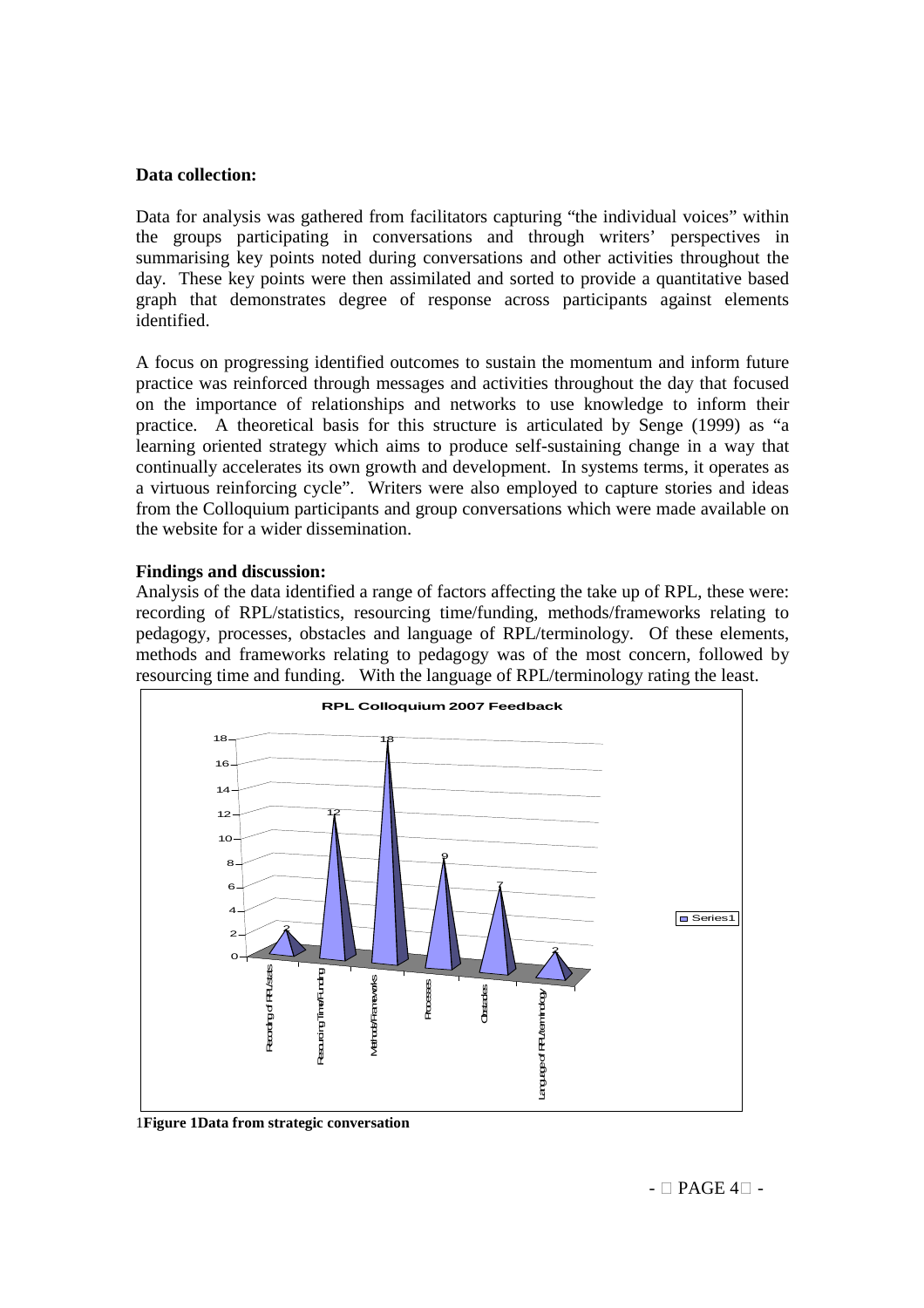**Data collection:**

Data for analysis was gathered from facilitators capturing "the individual voices" within the groups participating in conversations and through writers' perspectives in summarising key points noted during conversations and other activities throughout the day. These key points were then assimilated and sorted to provide a quantitative based graph that demonstrates degree of response across participants against elements identified.

A focus on progressing identified outcomes to sustain the momentum and inform future practice was reinforced through messages and activities throughout the day that focused on the importance of relationships and networks to use knowledge to inform their practice. A theoretical basis for this structure is articulated by Senge (1999) as "a learning oriented strategy which aims to produce self-sustaining change in a way that continually accelerates its own growth and development. In systems terms, it operates as a virtuous reinforcing cycle". Writers were also employed to capture stories and ideas from the Colloquium participants and group conversations which were made available on the website for a wider dissemination.

**Findings and discussion:**

Analysis of the data identified a range of factors affecting the take up of RPL, these were: recording of RPL/statistics, resourcing time/funding, methods/frameworks relating to pedagogy, processes, obstacles and language of RPL/terminology. Of these elements, methods and frameworks relating to pedagogy was of the most concern, followed by resourcing time and funding. With the language of RPL/terminology rating the least.

**RPL Colloquium 2007 Feedback**

| Element | Series1 |
| --- | --- |
| Recording of RPL/stats | 2 |
| Resourcing Time/Funding | 12 |
| Methods/Frameworks | 18 |
| Processes | 9 |
| Obstacles | 7 |
| Language of RPL/terminology | 2 |

1**Figure 1Data from strategic conversation**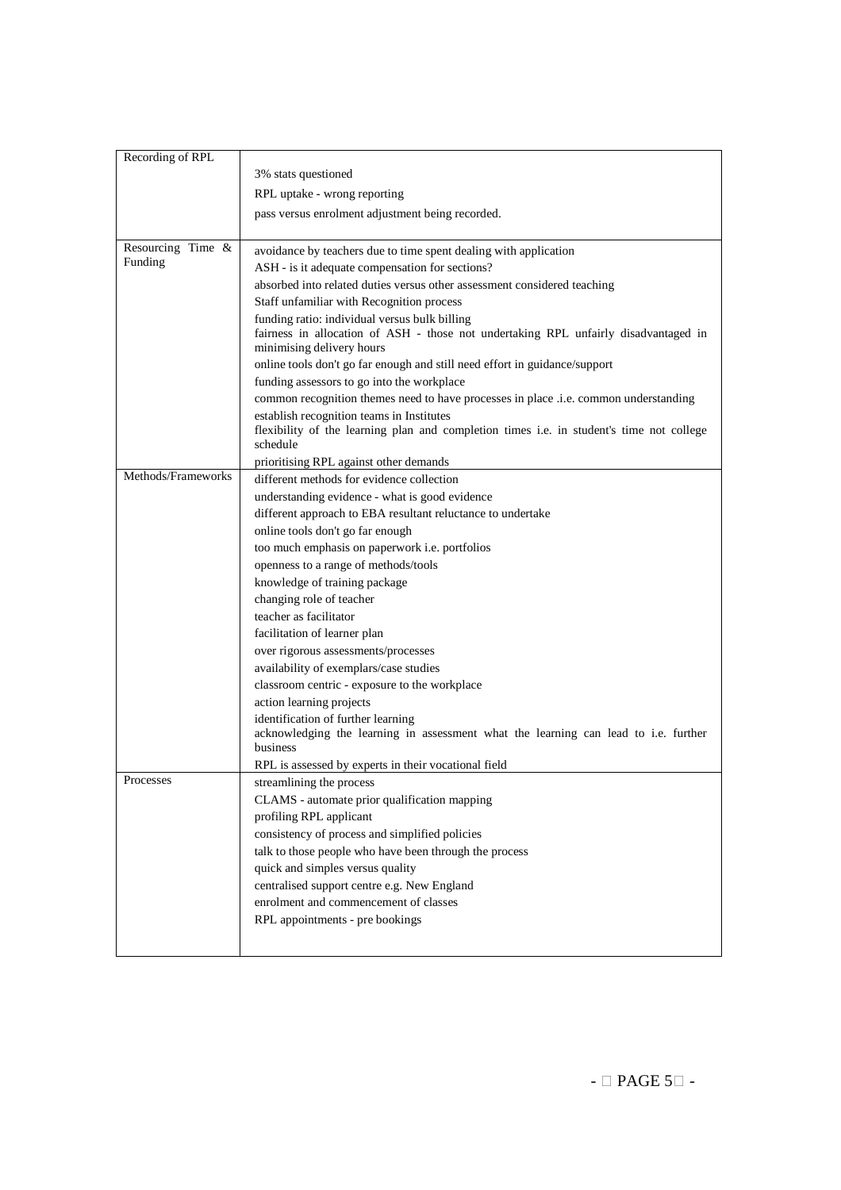| Recording of RPL | 3% stats questioned<br>RPL uptake - wrong reporting<br>pass versus enrolment adjustment being recorded. |
|---|---|
| Resourcing Time & Funding | avoidance by teachers due to time spent dealing with application<br>ASH - is it adequate compensation for sections?<br>absorbed into related duties versus other assessment considered teaching<br>Staff unfamiliar with Recognition process<br>funding ratio: individual versus bulk billing<br>fairness in allocation of ASH - those not undertaking RPL unfairly disadvantaged in minimising delivery hours<br>online tools don't go far enough and still need effort in guidance/support<br>funding assessors to go into the workplace<br>common recognition themes need to have processes in place .i.e. common understanding<br>establish recognition teams in Institutes<br>flexibility of the learning plan and completion times i.e. in student's time not college schedule<br>prioritising RPL against other demands |
| Methods/Frameworks | different methods for evidence collection<br>understanding evidence - what is good evidence<br>different approach to EBA resultant reluctance to undertake<br>online tools don't go far enough<br>too much emphasis on paperwork i.e. portfolios<br>openness to a range of methods/tools<br>knowledge of training package<br>changing role of teacher<br>teacher as facilitator<br>facilitation of learner plan<br>over rigorous assessments/processes<br>availability of exemplars/case studies<br>classroom centric - exposure to the workplace<br>action learning projects<br>identification of further learning<br>acknowledging the learning in assessment what the learning can lead to i.e. further business<br>RPL is assessed by experts in their vocational field |
| Processes | streamlining the process<br>CLAMS - automate prior qualification mapping<br>profiling RPL applicant<br>consistency of process and simplified policies<br>talk to those people who have been through the process<br>quick and simples versus quality<br>centralised support centre e.g. New England<br>enrolment and commencement of classes<br>RPL appointments - pre bookings |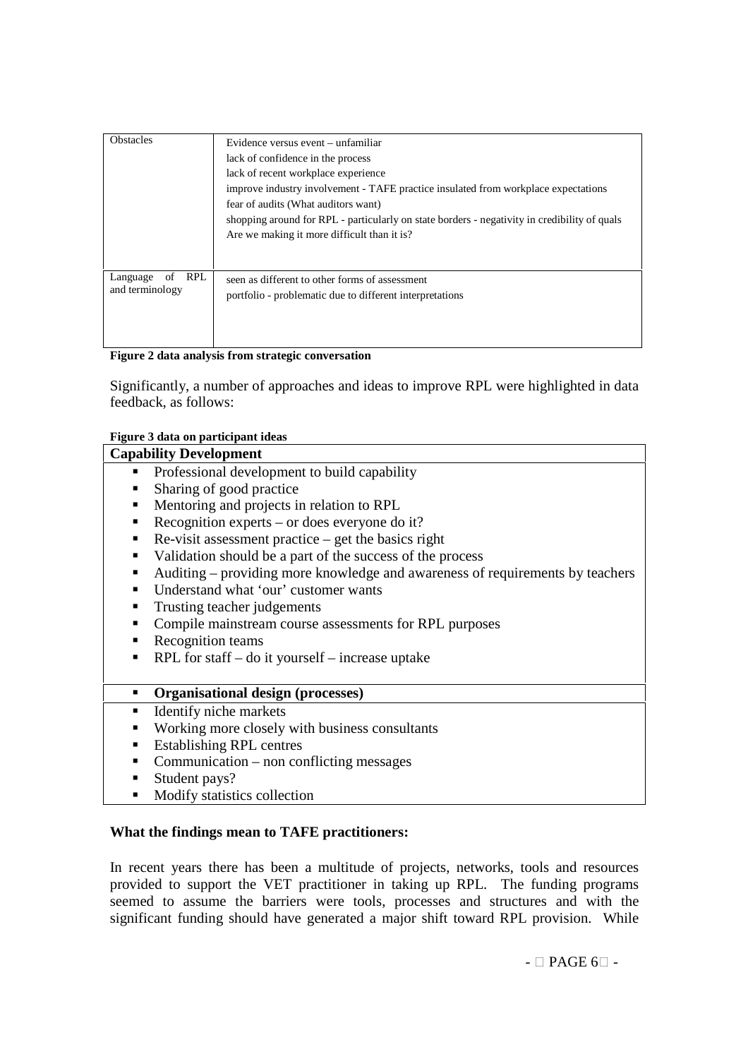| Obstacles | Evidence versus event – unfamiliar<br>lack of confidence in the process<br>lack of recent workplace experience<br>improve industry involvement - TAFE practice insulated from workplace expectations<br>fear of audits (What auditors want)<br>shopping around for RPL - particularly on state borders - negativity in credibility of quals<br>Are we making it more difficult than it is? |
|---|---|
| Language of RPL and terminology | seen as different to other forms of assessment<br>portfolio - problematic due to different interpretations |

**Figure 2 data analysis from strategic conversation**

Significantly, a number of approaches and ideas to improve RPL were highlighted in data feedback, as follows:

**Figure 3 data on participant ideas**

**Capability Development**

- Professional development to build capability
- Sharing of good practice
- Mentoring and projects in relation to RPL
- Recognition experts – or does everyone do it?
- Re-visit assessment practice – get the basics right
- Validation should be a part of the success of the process
- Auditing – providing more knowledge and awareness of requirements by teachers
- Understand what 'our' customer wants
- Trusting teacher judgements
- Compile mainstream course assessments for RPL purposes
- Recognition teams
- RPL for staff – do it yourself – increase uptake

**Organisational design (processes)**

- Identify niche markets
- Working more closely with business consultants
- Establishing RPL centres
- Communication – non conflicting messages
- Student pays?
- Modify statistics collection

**What the findings mean to TAFE practitioners:**

In recent years there has been a multitude of projects, networks, tools and resources provided to support the VET practitioner in taking up RPL. The funding programs seemed to assume the barriers were tools, processes and structures and with the significant funding should have generated a major shift toward RPL provision. While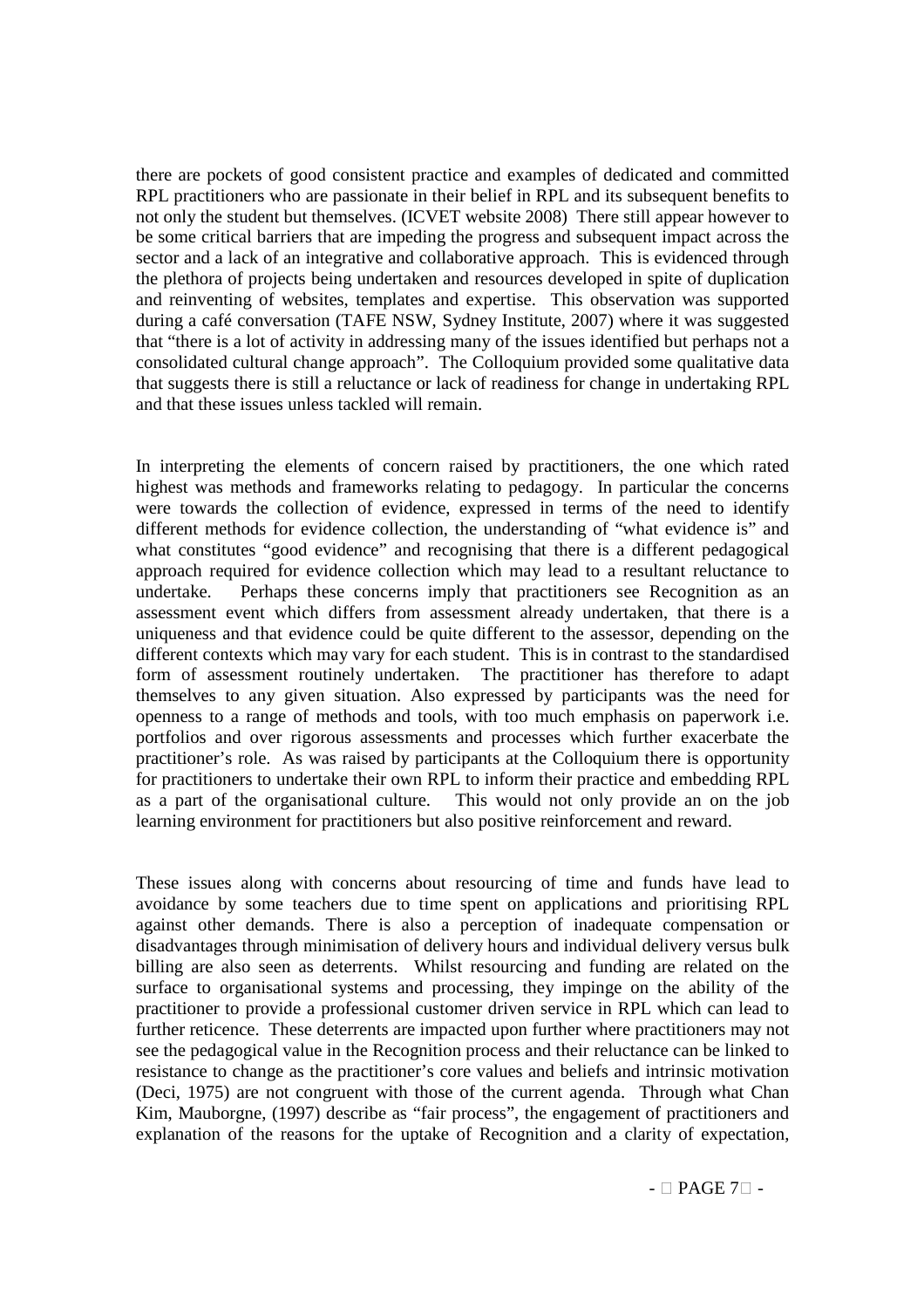there are pockets of good consistent practice and examples of dedicated and committed RPL practitioners who are passionate in their belief in RPL and its subsequent benefits to not only the student but themselves. (ICVET website 2008) There still appear however to be some critical barriers that are impeding the progress and subsequent impact across the sector and a lack of an integrative and collaborative approach. This is evidenced through the plethora of projects being undertaken and resources developed in spite of duplication and reinventing of websites, templates and expertise. This observation was supported during a café conversation (TAFE NSW, Sydney Institute, 2007) where it was suggested that "there is a lot of activity in addressing many of the issues identified but perhaps not a consolidated cultural change approach". The Colloquium provided some qualitative data that suggests there is still a reluctance or lack of readiness for change in undertaking RPL and that these issues unless tackled will remain.

In interpreting the elements of concern raised by practitioners, the one which rated highest was methods and frameworks relating to pedagogy. In particular the concerns were towards the collection of evidence, expressed in terms of the need to identify different methods for evidence collection, the understanding of "what evidence is" and what constitutes "good evidence" and recognising that there is a different pedagogical approach required for evidence collection which may lead to a resultant reluctance to undertake. Perhaps these concerns imply that practitioners see Recognition as an assessment event which differs from assessment already undertaken, that there is a uniqueness and that evidence could be quite different to the assessor, depending on the different contexts which may vary for each student. This is in contrast to the standardised form of assessment routinely undertaken. The practitioner has therefore to adapt themselves to any given situation. Also expressed by participants was the need for openness to a range of methods and tools, with too much emphasis on paperwork i.e. portfolios and over rigorous assessments and processes which further exacerbate the practitioner's role. As was raised by participants at the Colloquium there is opportunity for practitioners to undertake their own RPL to inform their practice and embedding RPL as a part of the organisational culture. This would not only provide an on the job learning environment for practitioners but also positive reinforcement and reward.

These issues along with concerns about resourcing of time and funds have lead to avoidance by some teachers due to time spent on applications and prioritising RPL against other demands. There is also a perception of inadequate compensation or disadvantages through minimisation of delivery hours and individual delivery versus bulk billing are also seen as deterrents. Whilst resourcing and funding are related on the surface to organisational systems and processing, they impinge on the ability of the practitioner to provide a professional customer driven service in RPL which can lead to further reticence. These deterrents are impacted upon further where practitioners may not see the pedagogical value in the Recognition process and their reluctance can be linked to resistance to change as the practitioner's core values and beliefs and intrinsic motivation (Deci, 1975) are not congruent with those of the current agenda. Through what Chan Kim, Mauborgne, (1997) describe as "fair process", the engagement of practitioners and explanation of the reasons for the uptake of Recognition and a clarity of expectation,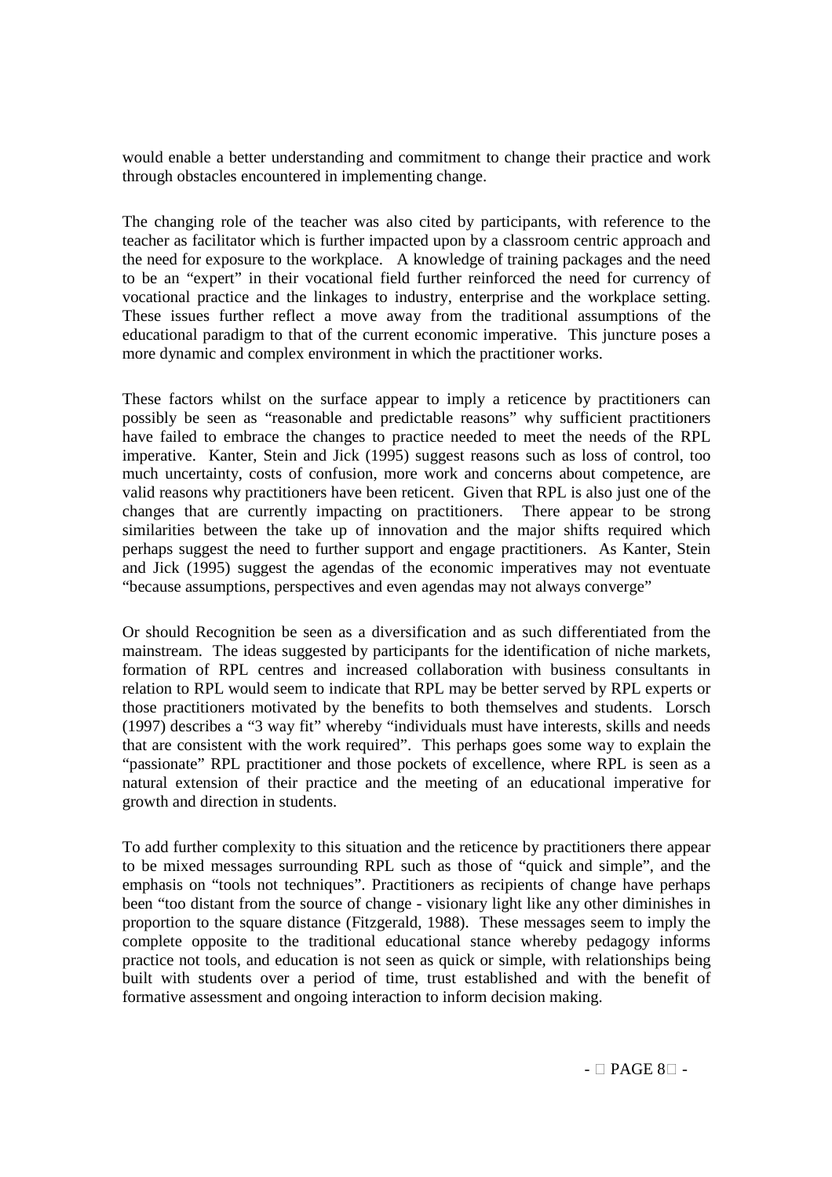would enable a better understanding and commitment to change their practice and work through obstacles encountered in implementing change.

The changing role of the teacher was also cited by participants, with reference to the teacher as facilitator which is further impacted upon by a classroom centric approach and the need for exposure to the workplace. A knowledge of training packages and the need to be an "expert" in their vocational field further reinforced the need for currency of vocational practice and the linkages to industry, enterprise and the workplace setting. These issues further reflect a move away from the traditional assumptions of the educational paradigm to that of the current economic imperative. This juncture poses a more dynamic and complex environment in which the practitioner works.

These factors whilst on the surface appear to imply a reticence by practitioners can possibly be seen as "reasonable and predictable reasons" why sufficient practitioners have failed to embrace the changes to practice needed to meet the needs of the RPL imperative. Kanter, Stein and Jick (1995) suggest reasons such as loss of control, too much uncertainty, costs of confusion, more work and concerns about competence, are valid reasons why practitioners have been reticent. Given that RPL is also just one of the changes that are currently impacting on practitioners. There appear to be strong similarities between the take up of innovation and the major shifts required which perhaps suggest the need to further support and engage practitioners. As Kanter, Stein and Jick (1995) suggest the agendas of the economic imperatives may not eventuate "because assumptions, perspectives and even agendas may not always converge"

Or should Recognition be seen as a diversification and as such differentiated from the mainstream. The ideas suggested by participants for the identification of niche markets, formation of RPL centres and increased collaboration with business consultants in relation to RPL would seem to indicate that RPL may be better served by RPL experts or those practitioners motivated by the benefits to both themselves and students. Lorsch (1997) describes a "3 way fit" whereby "individuals must have interests, skills and needs that are consistent with the work required". This perhaps goes some way to explain the "passionate" RPL practitioner and those pockets of excellence, where RPL is seen as a natural extension of their practice and the meeting of an educational imperative for growth and direction in students.

To add further complexity to this situation and the reticence by practitioners there appear to be mixed messages surrounding RPL such as those of "quick and simple", and the emphasis on "tools not techniques". Practitioners as recipients of change have perhaps been "too distant from the source of change - visionary light like any other diminishes in proportion to the square distance (Fitzgerald, 1988). These messages seem to imply the complete opposite to the traditional educational stance whereby pedagogy informs practice not tools, and education is not seen as quick or simple, with relationships being built with students over a period of time, trust established and with the benefit of formative assessment and ongoing interaction to inform decision making.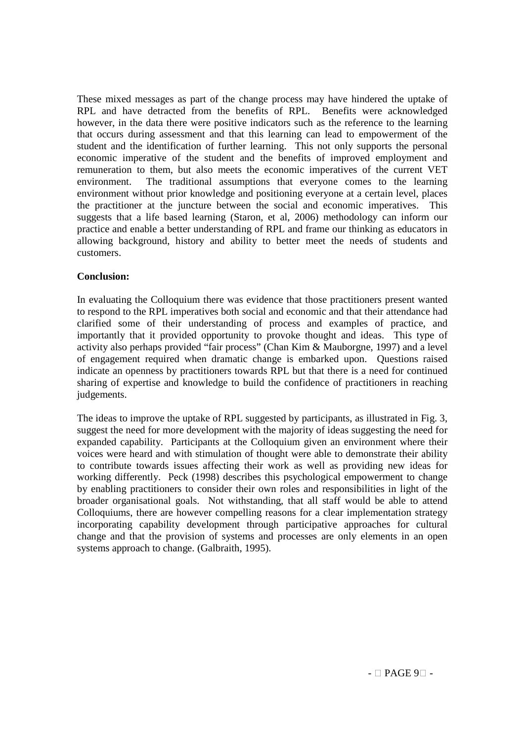These mixed messages as part of the change process may have hindered the uptake of RPL and have detracted from the benefits of RPL. Benefits were acknowledged however, in the data there were positive indicators such as the reference to the learning that occurs during assessment and that this learning can lead to empowerment of the student and the identification of further learning. This not only supports the personal economic imperative of the student and the benefits of improved employment and remuneration to them, but also meets the economic imperatives of the current VET environment. The traditional assumptions that everyone comes to the learning environment without prior knowledge and positioning everyone at a certain level, places the practitioner at the juncture between the social and economic imperatives. This suggests that a life based learning (Staron, et al, 2006) methodology can inform our practice and enable a better understanding of RPL and frame our thinking as educators in allowing background, history and ability to better meet the needs of students and customers.

**Conclusion:**

In evaluating the Colloquium there was evidence that those practitioners present wanted to respond to the RPL imperatives both social and economic and that their attendance had clarified some of their understanding of process and examples of practice, and importantly that it provided opportunity to provoke thought and ideas. This type of activity also perhaps provided "fair process" (Chan Kim & Mauborgne, 1997) and a level of engagement required when dramatic change is embarked upon. Questions raised indicate an openness by practitioners towards RPL but that there is a need for continued sharing of expertise and knowledge to build the confidence of practitioners in reaching judgements.

The ideas to improve the uptake of RPL suggested by participants, as illustrated in Fig. 3, suggest the need for more development with the majority of ideas suggesting the need for expanded capability. Participants at the Colloquium given an environment where their voices were heard and with stimulation of thought were able to demonstrate their ability to contribute towards issues affecting their work as well as providing new ideas for working differently. Peck (1998) describes this psychological empowerment to change by enabling practitioners to consider their own roles and responsibilities in light of the broader organisational goals. Not withstanding, that all staff would be able to attend Colloquiums, there are however compelling reasons for a clear implementation strategy incorporating capability development through participative approaches for cultural change and that the provision of systems and processes are only elements in an open systems approach to change. (Galbraith, 1995).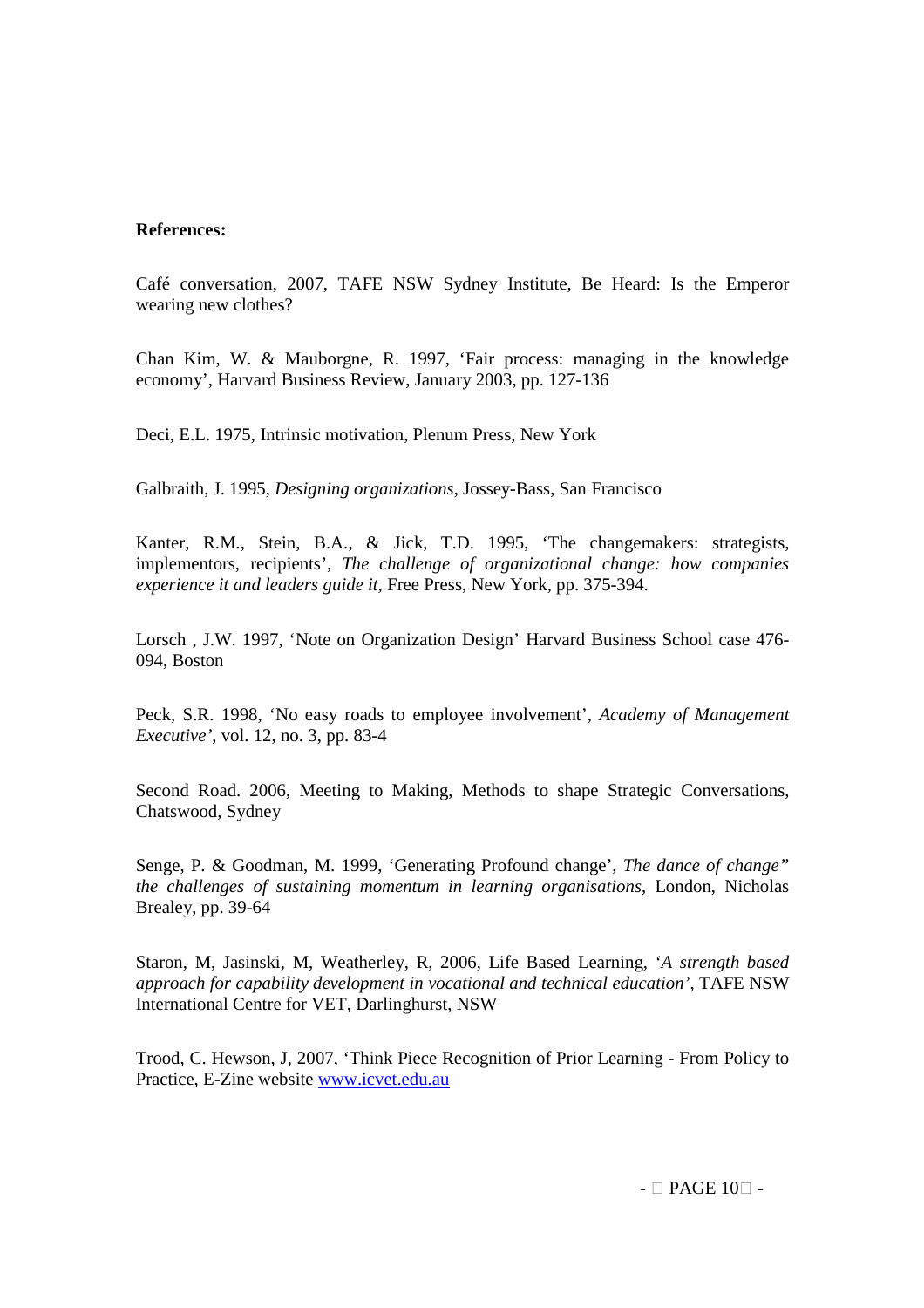**References:**

Café conversation, 2007, TAFE NSW Sydney Institute, Be Heard: Is the Emperor wearing new clothes?

Chan Kim, W. & Mauborgne, R. 1997, 'Fair process: managing in the knowledge economy', Harvard Business Review, January 2003, pp. 127-136

Deci, E.L. 1975, Intrinsic motivation, Plenum Press, New York

Galbraith, J. 1995, *Designing organizations*, Jossey-Bass, San Francisco

Kanter, R.M., Stein, B.A., & Jick, T.D. 1995, 'The changemakers: strategists, implementors, recipients', *The challenge of organizational change: how companies experience it and leaders guide it*, Free Press, New York, pp. 375-394.

Lorsch , J.W. 1997, 'Note on Organization Design' Harvard Business School case 476-094, Boston

Peck, S.R. 1998, 'No easy roads to employee involvement', *Academy of Management Executive'*, vol. 12, no. 3, pp. 83-4

Second Road. 2006, Meeting to Making, Methods to shape Strategic Conversations, Chatswood, Sydney

Senge, P. & Goodman, M. 1999, 'Generating Profound change', *The dance of change" the challenges of sustaining momentum in learning organisations*, London, Nicholas Brealey, pp. 39-64

Staron, M, Jasinski, M, Weatherley, R, 2006, Life Based Learning, '*A strength based approach for capability development in vocational and technical education'*, TAFE NSW International Centre for VET, Darlinghurst, NSW

Trood, C. Hewson, J, 2007, 'Think Piece Recognition of Prior Learning - From Policy to Practice, E-Zine website www.icvet.edu.au